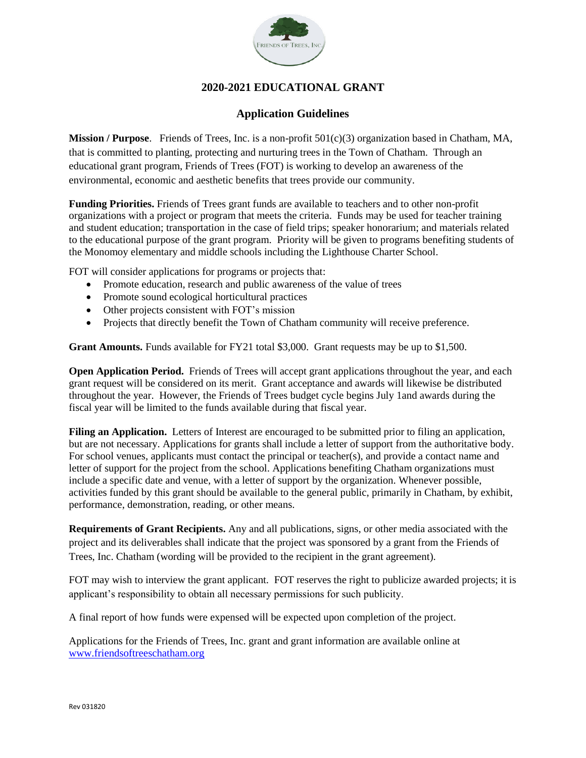# 2020-2021 EDUCATIONAL GRANT

## Application Guidelines

**Mission / Purpose**. Friends of Trees, Inc. is a non-profit 501(c)(3) organization based in Chatham, MA, that is committed to planting, protecting and nurturing trees in the Town of Chatham. Through an educational grant program, Friends of Trees (FOT) is working to develop an awareness of the environmental, economic and aesthetic benefits that trees provide our community.

**Funding Priorities.** Friends of Trees grant funds are available to teachers and to other non-profit organizations with a project or program that meets the criteria. Funds may be used for teacher training and student education; transportation in the case of field trips; speaker honorarium; and materials related to the educational purpose of the grant program. Priority will be given to programs benefiting students of the Monomoy elementary and middle schools including the Lighthouse Charter School.

FOT will consider applications for programs or projects that:

- Promote education, research and public awareness of the value of trees
- Promote sound ecological horticultural practices
- Other projects consistent with FOT's mission
- Projects that directly benefit the Town of Chatham community will receive preference.

**Grant Amounts.** Funds available for FY21 total $3,000. Grant requests may be up to $1,500.

**Open Application Period.** Friends of Trees will accept grant applications throughout the year, and each grant request will be considered on its merit. Grant acceptance and awards will likewise be distributed throughout the year. However, the Friends of Trees budget cycle begins July 1and awards during the fiscal year will be limited to the funds available during that fiscal year.

**Filing an Application.** Letters of Interest are encouraged to be submitted prior to filing an application, but are not necessary. Applications for grants shall include a letter of support from the authoritative body. For school venues, applicants must contact the principal or teacher(s), and provide a contact name and letter of support for the project from the school. Applications benefiting Chatham organizations must include a specific date and venue, with a letter of support by the organization. Whenever possible, activities funded by this grant should be available to the general public, primarily in Chatham, by exhibit, performance, demonstration, reading, or other means.

**Requirements of Grant Recipients.** Any and all publications, signs, or other media associated with the project and its deliverables shall indicate that the project was sponsored by a grant from the Friends of Trees, Inc. Chatham (wording will be provided to the recipient in the grant agreement).

FOT may wish to interview the grant applicant. FOT reserves the right to publicize awarded projects; it is applicant's responsibility to obtain all necessary permissions for such publicity.

A final report of how funds were expensed will be expected upon completion of the project.

Applications for the Friends of Trees, Inc. grant and grant information are available online at [www.friendsoftreeschatham.org](http://www.friendsoftreeschatham.org)

Rev 031820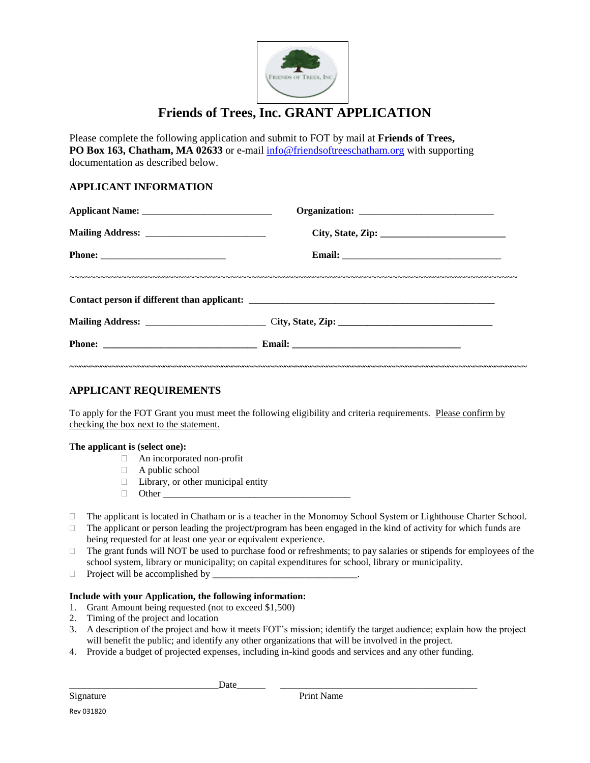# Friends of Trees, Inc. GRANT APPLICATION

Please complete the following application and submit to FOT by mail at **Friends of Trees, PO Box 163, Chatham, MA 02633** or e-mail info@friendsoftreeschatham.org with supporting documentation as described below.

## APPLICANT INFORMATION

**Applicant Name:** ___________________________ **Organization:** ____________________________

**Mailing Address:** _________________________ **City, State, Zip:** __________________________

**Phone:** __________________________ **Email:** _________________________________

~~~~~~~~~~~~~~~~~~~~~~~~~~~~~~~~~~~~~~~~~~~~~~~~~~~~~~~~~~~~~~~~~~~~~~~~~~~~~~~~~~~~~~~~~~~~

**Contact person if different than applicant:** ___________________________________________________

**Mailing Address:** _________________________ **City, State, Zip:** ________________________________

**Phone:** ________________________________ **Email:** ___________________________________

~~~~~~~~~~~~~~~~~~~~~~~~~~~~~~~~~~~~~~~~~~~~~~~~~~~~~~~~~~~~~~~~~~~~~~~~~~~~~~~~~~~~~~~~~~~~

## APPLICANT REQUIREMENTS

To apply for the FOT Grant you must meet the following eligibility and criteria requirements. Please confirm by checking the box next to the statement.

**The applicant is (select one):**

- ☐ An incorporated non-profit
- ☐ A public school
- ☐ Library, or other municipal entity
- ☐ Other _______________________________________

- ☐ The applicant is located in Chatham or is a teacher in the Monomoy School System or Lighthouse Charter School.
- ☐ The applicant or person leading the project/program has been engaged in the kind of activity for which funds are being requested for at least one year or equivalent experience.
- ☐ The grant funds will NOT be used to purchase food or refreshments; to pay salaries or stipends for employees of the school system, library or municipality; on capital expenditures for school, library or municipality.
- ☐ Project will be accomplished by ______________________________.

**Include with your Application, the following information:**

1. Grant Amount being requested (not to exceed $1,500)
2. Timing of the project and location
3. A description of the project and how it meets FOT's mission; identify the target audience; explain how the project will benefit the public; and identify any other organizations that will be involved in the project.
4. Provide a budget of projected expenses, including in-kind goods and services and any other funding.

_______________________________Date______ ___________________________________________

Signature Print Name

Rev 031820